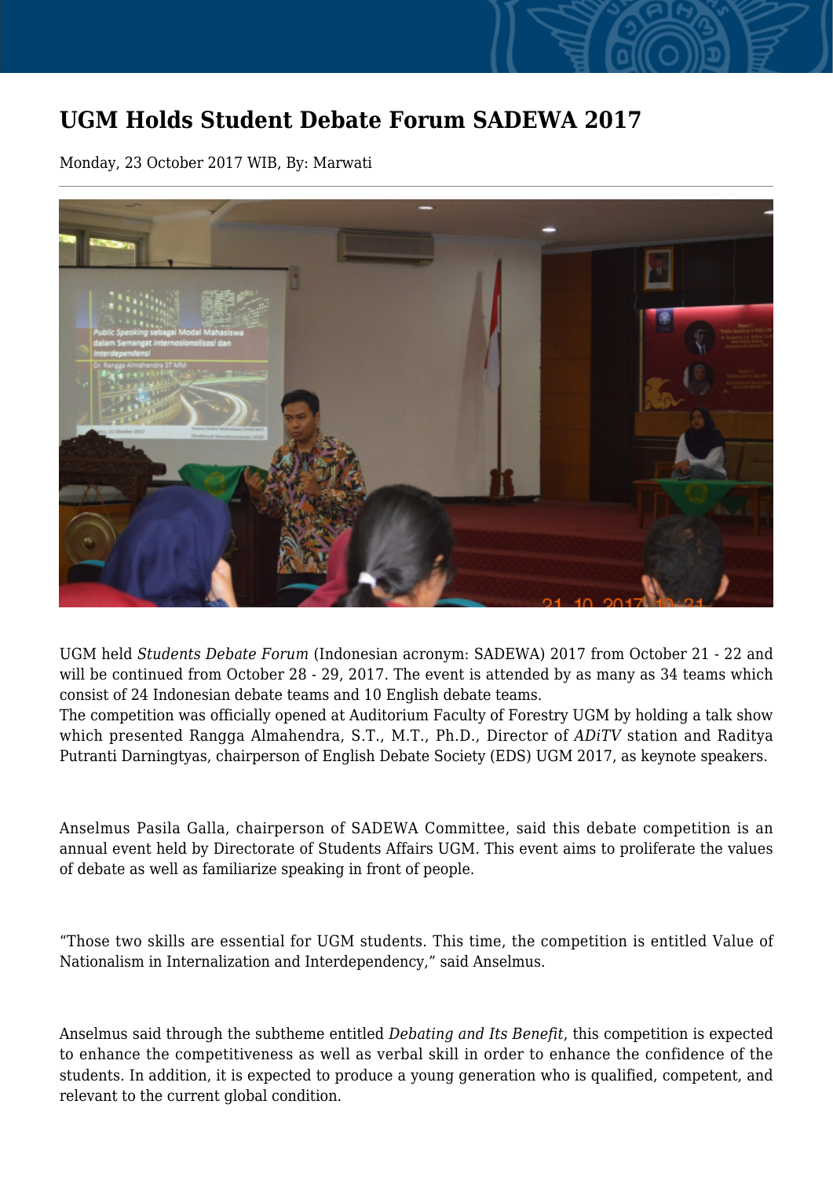# UGM Holds Student Debate Forum SADEWA 2017

Monday, 23 October 2017 WIB, By: Marwati

---

UGM held *Students Debate Forum* (Indonesian acronym: SADEWA) 2017 from October 21 - 22 and will be continued from October 28 - 29, 2017. The event is attended by as many as 34 teams which consist of 24 Indonesian debate teams and 10 English debate teams.

The competition was officially opened at Auditorium Faculty of Forestry UGM by holding a talk show which presented Rangga Almahendra, S.T., M.T., Ph.D., Director of *ADiTV* station and Raditya Putranti Darningtyas, chairperson of English Debate Society (EDS) UGM 2017, as keynote speakers.

Anselmus Pasila Galla, chairperson of SADEWA Committee, said this debate competition is an annual event held by Directorate of Students Affairs UGM. This event aims to proliferate the values of debate as well as familiarize speaking in front of people.

“Those two skills are essential for UGM students. This time, the competition is entitled Value of Nationalism in Internalization and Interdependency,” said Anselmus.

Anselmus said through the subtheme entitled *Debating and Its Benefit*, this competition is expected to enhance the competitiveness as well as verbal skill in order to enhance the confidence of the students. In addition, it is expected to produce a young generation who is qualified, competent, and relevant to the current global condition.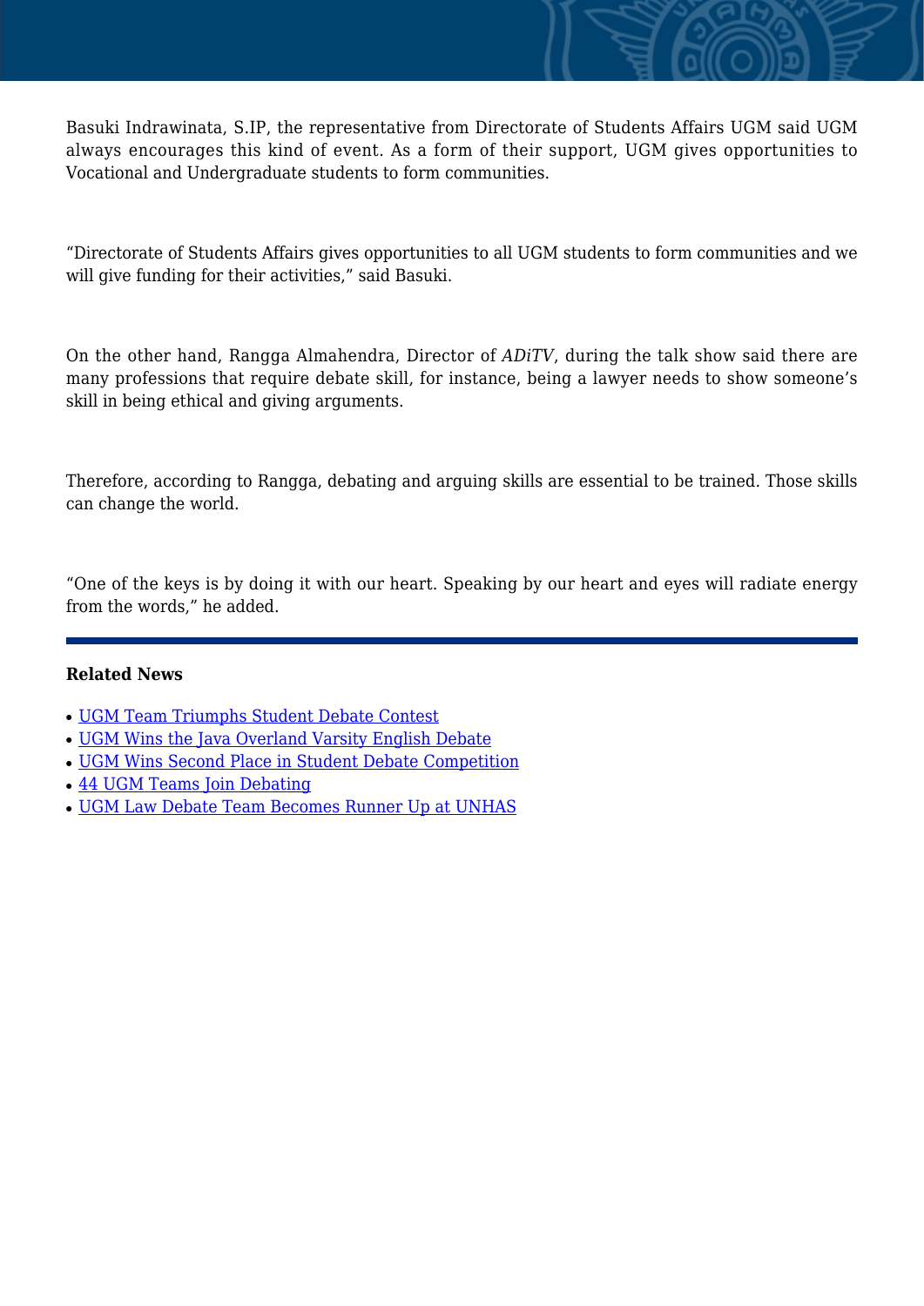Basuki Indrawinata, S.IP, the representative from Directorate of Students Affairs UGM said UGM always encourages this kind of event. As a form of their support, UGM gives opportunities to Vocational and Undergraduate students to form communities.

“Directorate of Students Affairs gives opportunities to all UGM students to form communities and we will give funding for their activities,” said Basuki.

On the other hand, Rangga Almahendra, Director of *ADiTV*, during the talk show said there are many professions that require debate skill, for instance, being a lawyer needs to show someone’s skill in being ethical and giving arguments.

Therefore, according to Rangga, debating and arguing skills are essential to be trained. Those skills can change the world.

“One of the keys is by doing it with our heart. Speaking by our heart and eyes will radiate energy from the words,” he added.

---

**Related News**

- UGM Team Triumphs Student Debate Contest
- UGM Wins the Java Overland Varsity English Debate
- UGM Wins Second Place in Student Debate Competition
- 44 UGM Teams Join Debating
- UGM Law Debate Team Becomes Runner Up at UNHAS